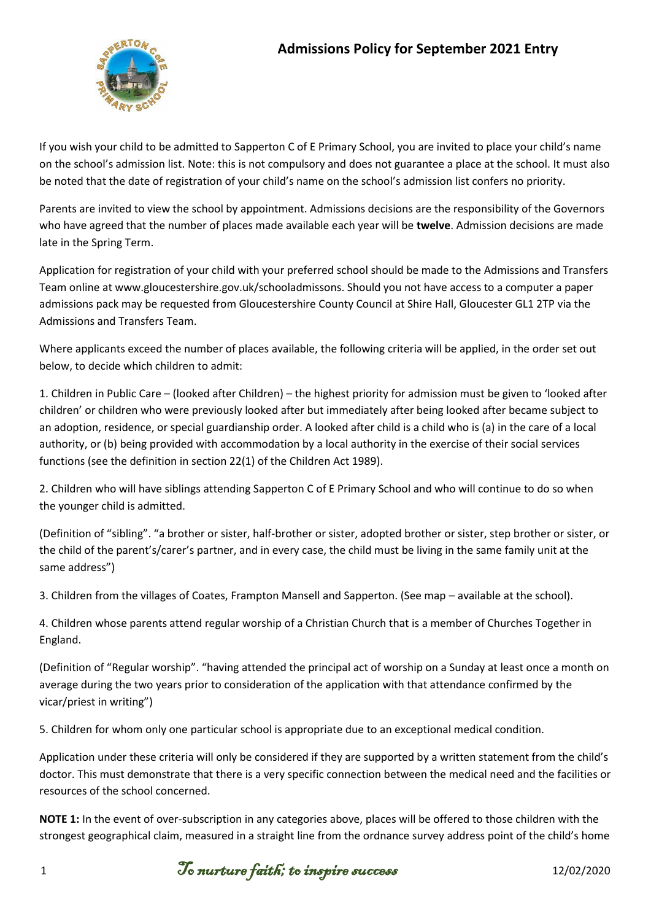# Admissions Policy for September 2021 Entry

If you wish your child to be admitted to Sapperton C of E Primary School, you are invited to place your child's name on the school's admission list. Note: this is not compulsory and does not guarantee a place at the school. It must also be noted that the date of registration of your child's name on the school's admission list confers no priority.

Parents are invited to view the school by appointment. Admissions decisions are the responsibility of the Governors who have agreed that the number of places made available each year will be **twelve**. Admission decisions are made late in the Spring Term.

Application for registration of your child with your preferred school should be made to the Admissions and Transfers Team online at www.gloucestershire.gov.uk/schooladmissons. Should you not have access to a computer a paper admissions pack may be requested from Gloucestershire County Council at Shire Hall, Gloucester GL1 2TP via the Admissions and Transfers Team.

Where applicants exceed the number of places available, the following criteria will be applied, in the order set out below, to decide which children to admit:

1. Children in Public Care – (looked after Children) – the highest priority for admission must be given to 'looked after children' or children who were previously looked after but immediately after being looked after became subject to an adoption, residence, or special guardianship order. A looked after child is a child who is (a) in the care of a local authority, or (b) being provided with accommodation by a local authority in the exercise of their social services functions (see the definition in section 22(1) of the Children Act 1989).

2. Children who will have siblings attending Sapperton C of E Primary School and who will continue to do so when the younger child is admitted.

(Definition of "sibling". "a brother or sister, half-brother or sister, adopted brother or sister, step brother or sister, or the child of the parent's/carer's partner, and in every case, the child must be living in the same family unit at the same address")

3. Children from the villages of Coates, Frampton Mansell and Sapperton. (See map – available at the school).

4. Children whose parents attend regular worship of a Christian Church that is a member of Churches Together in England.

(Definition of "Regular worship". "having attended the principal act of worship on a Sunday at least once a month on average during the two years prior to consideration of the application with that attendance confirmed by the vicar/priest in writing")

5. Children for whom only one particular school is appropriate due to an exceptional medical condition.

Application under these criteria will only be considered if they are supported by a written statement from the child's doctor. This must demonstrate that there is a very specific connection between the medical need and the facilities or resources of the school concerned.

**NOTE 1:** In the event of over-subscription in any categories above, places will be offered to those children with the strongest geographical claim, measured in a straight line from the ordnance survey address point of the child's home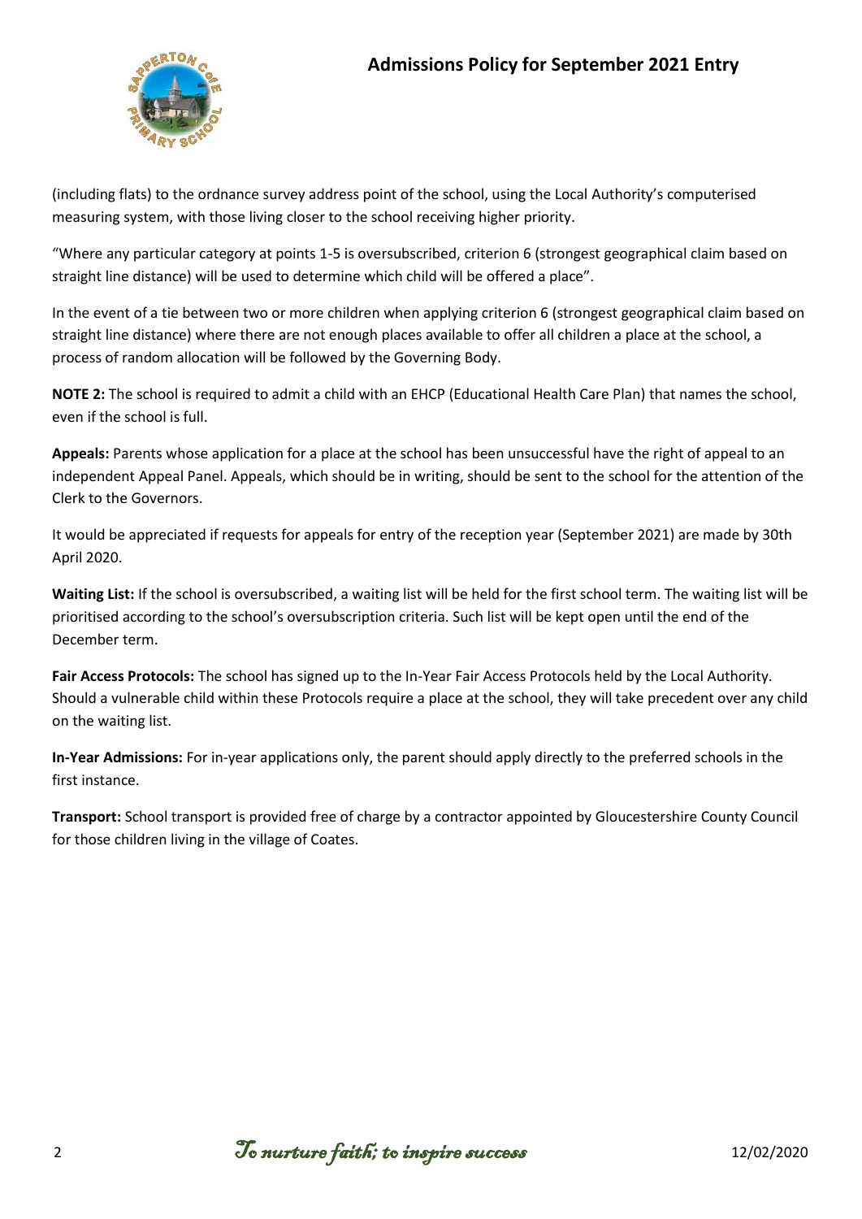(including flats) to the ordnance survey address point of the school, using the Local Authority's computerised measuring system, with those living closer to the school receiving higher priority.

"Where any particular category at points 1-5 is oversubscribed, criterion 6 (strongest geographical claim based on straight line distance) will be used to determine which child will be offered a place".

In the event of a tie between two or more children when applying criterion 6 (strongest geographical claim based on straight line distance) where there are not enough places available to offer all children a place at the school, a process of random allocation will be followed by the Governing Body.

**NOTE 2:** The school is required to admit a child with an EHCP (Educational Health Care Plan) that names the school, even if the school is full.

**Appeals:** Parents whose application for a place at the school has been unsuccessful have the right of appeal to an independent Appeal Panel. Appeals, which should be in writing, should be sent to the school for the attention of the Clerk to the Governors.

It would be appreciated if requests for appeals for entry of the reception year (September 2021) are made by 30th April 2020.

**Waiting List:** If the school is oversubscribed, a waiting list will be held for the first school term. The waiting list will be prioritised according to the school's oversubscription criteria. Such list will be kept open until the end of the December term.

**Fair Access Protocols:** The school has signed up to the In-Year Fair Access Protocols held by the Local Authority. Should a vulnerable child within these Protocols require a place at the school, they will take precedent over any child on the waiting list.

**In-Year Admissions:** For in-year applications only, the parent should apply directly to the preferred schools in the first instance.

**Transport:** School transport is provided free of charge by a contractor appointed by Gloucestershire County Council for those children living in the village of Coates.